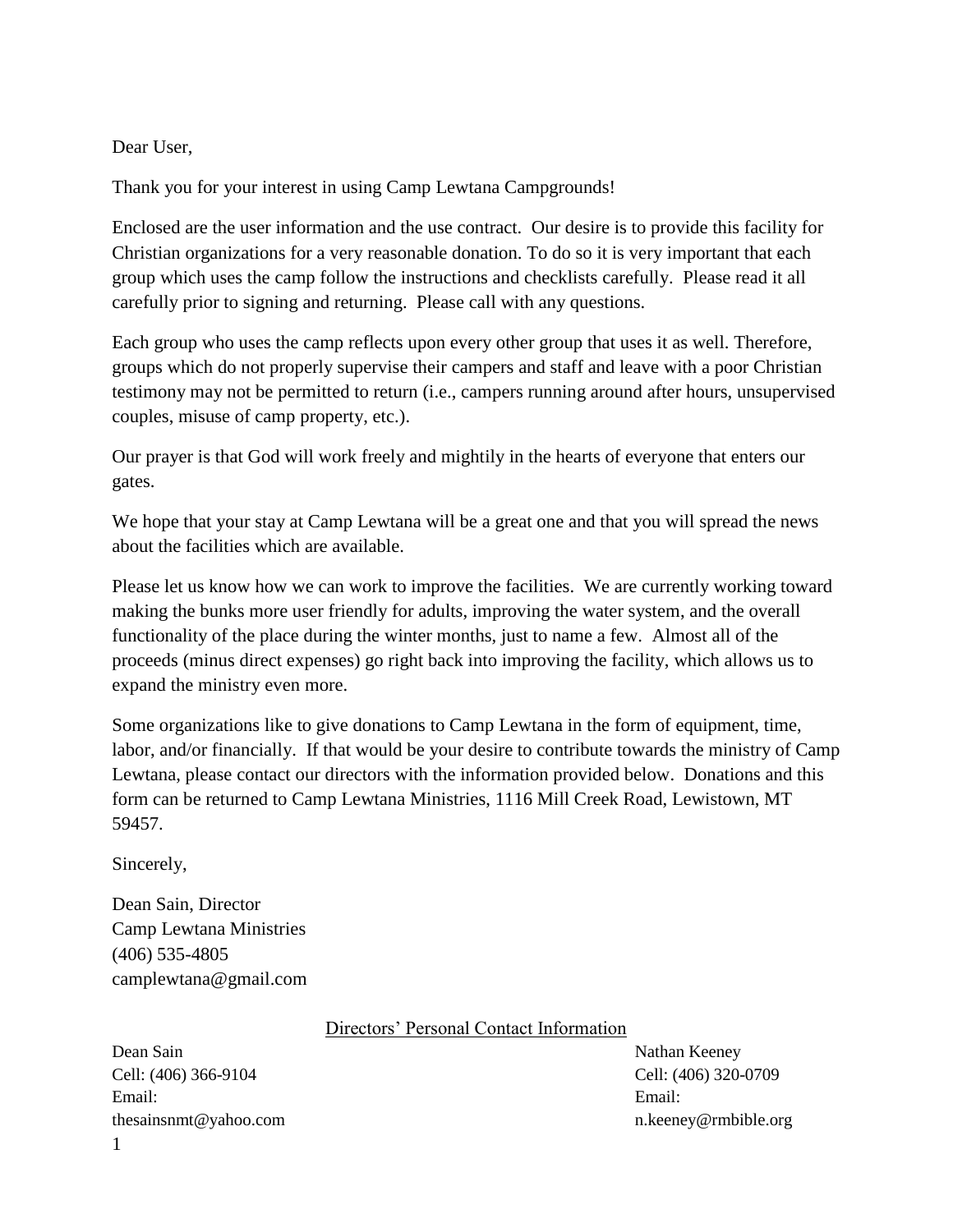Dear User,

Thank you for your interest in using Camp Lewtana Campgrounds!

Enclosed are the user information and the use contract. Our desire is to provide this facility for Christian organizations for a very reasonable donation. To do so it is very important that each group which uses the camp follow the instructions and checklists carefully. Please read it all carefully prior to signing and returning. Please call with any questions.

Each group who uses the camp reflects upon every other group that uses it as well. Therefore, groups which do not properly supervise their campers and staff and leave with a poor Christian testimony may not be permitted to return (i.e., campers running around after hours, unsupervised couples, misuse of camp property, etc.).

Our prayer is that God will work freely and mightily in the hearts of everyone that enters our gates.

We hope that your stay at Camp Lewtana will be a great one and that you will spread the news about the facilities which are available.

Please let us know how we can work to improve the facilities. We are currently working toward making the bunks more user friendly for adults, improving the water system, and the overall functionality of the place during the winter months, just to name a few. Almost all of the proceeds (minus direct expenses) go right back into improving the facility, which allows us to expand the ministry even more.

Some organizations like to give donations to Camp Lewtana in the form of equipment, time, labor, and/or financially. If that would be your desire to contribute towards the ministry of Camp Lewtana, please contact our directors with the information provided below. Donations and this form can be returned to Camp Lewtana Ministries, 1116 Mill Creek Road, Lewistown, MT 59457.

Sincerely,

Dean Sain, Director
Camp Lewtana Ministries
(406) 535-4805
camplewtana@gmail.com

Directors' Personal Contact Information

Dean Sain
Cell: (406) 366-9104
Email:
thesainsnmt@yahoo.com

Nathan Keeney
Cell: (406) 320-0709
Email:
n.keeney@rmbible.org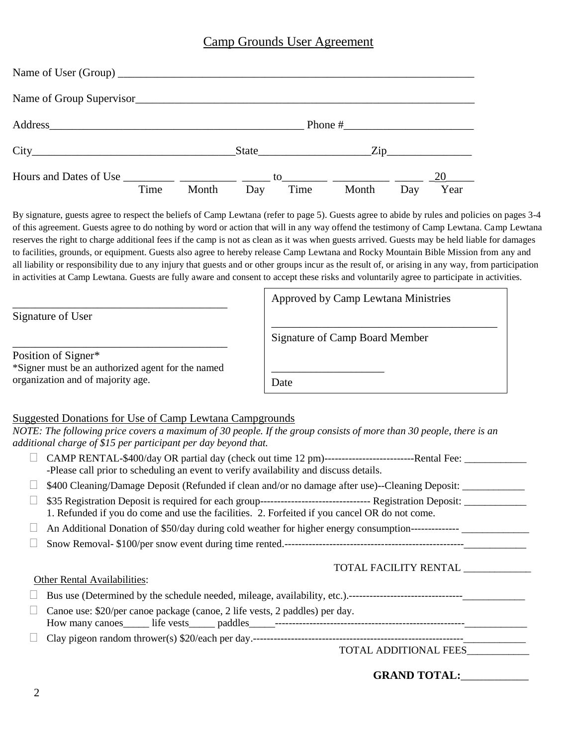# Camp Grounds User Agreement

Name of User (Group) ____________________________________________________________________

Name of Group Supervisor__________________________________________________________________

Address_______________________________________________ Phone #_______________________

City__________________________________State___________________Zip_______________

Hours and Dates of Use _________ __________ _____ to________ __________ _____ _20_____

| Time | Month | Day | Time | Month | Day | Year |
|---|---|---|---|---|---|---|

By signature, guests agree to respect the beliefs of Camp Lewtana (refer to page 5). Guests agree to abide by rules and policies on pages 3-4 of this agreement. Guests agree to do nothing by word or action that will in any way offend the testimony of Camp Lewtana. Camp Lewtana reserves the right to charge additional fees if the camp is not as clean as it was when guests arrived. Guests may be held liable for damages to facilities, grounds, or equipment. Guests also agree to hereby release Camp Lewtana and Rocky Mountain Bible Mission from any and all liability or responsibility due to any injury that guests and or other groups incur as the result of, or arising in any way, from participation in activities at Camp Lewtana. Guests are fully aware and consent to accept these risks and voluntarily agree to participate in activities.

______________________________________
Signature of User

______________________________________
Position of Signer*
*Signer must be an authorized agent for the named organization and of majority age.

Approved by Camp Lewtana Ministries

______________________________________
Signature of Camp Board Member

____________________
Date

## Suggested Donations for Use of Camp Lewtana Campgrounds

*NOTE: The following price covers a maximum of 30 people. If the group consists of more than 30 people, there is an additional charge of $15 per participant per day beyond that.*

- ☐ CAMP RENTAL-$400/day OR partial day (check out time 12 pm)--------------------------Rental Fee: ____________
  -Please call prior to scheduling an event to verify availability and discuss details.
- ☐ $400 Cleaning/Damage Deposit (Refunded if clean and/or no damage after use)--Cleaning Deposit: ____________
- ☐ $35 Registration Deposit is required for each group-------------------------------- Registration Deposit: ____________
  1. Refunded if you do come and use the facilities. 2. Forfeited if you cancel OR do not come.
- ☐ An Additional Donation of $50/day during cold weather for higher energy consumption------------- _____________
- ☐ Snow Removal- $100/per snow event during time rented.----------------------------------------------------____________

TOTAL FACILITY RENTAL _____________

Other Rental Availabilities:

- ☐ Bus use (Determined by the schedule needed, mileage, availability, etc.).---------------------------------____________
- ☐ Canoe use: $20/per canoe package (canoe, 2 life vests, 2 paddles) per day.
  How many canoes_____ life vests_____ paddles_____-----------------------------------------------------____________
- ☐ Clay pigeon random thrower(s) $20/each per day.------------------------------------------------------------____________

TOTAL ADDITIONAL FEES____________

**GRAND TOTAL:**____________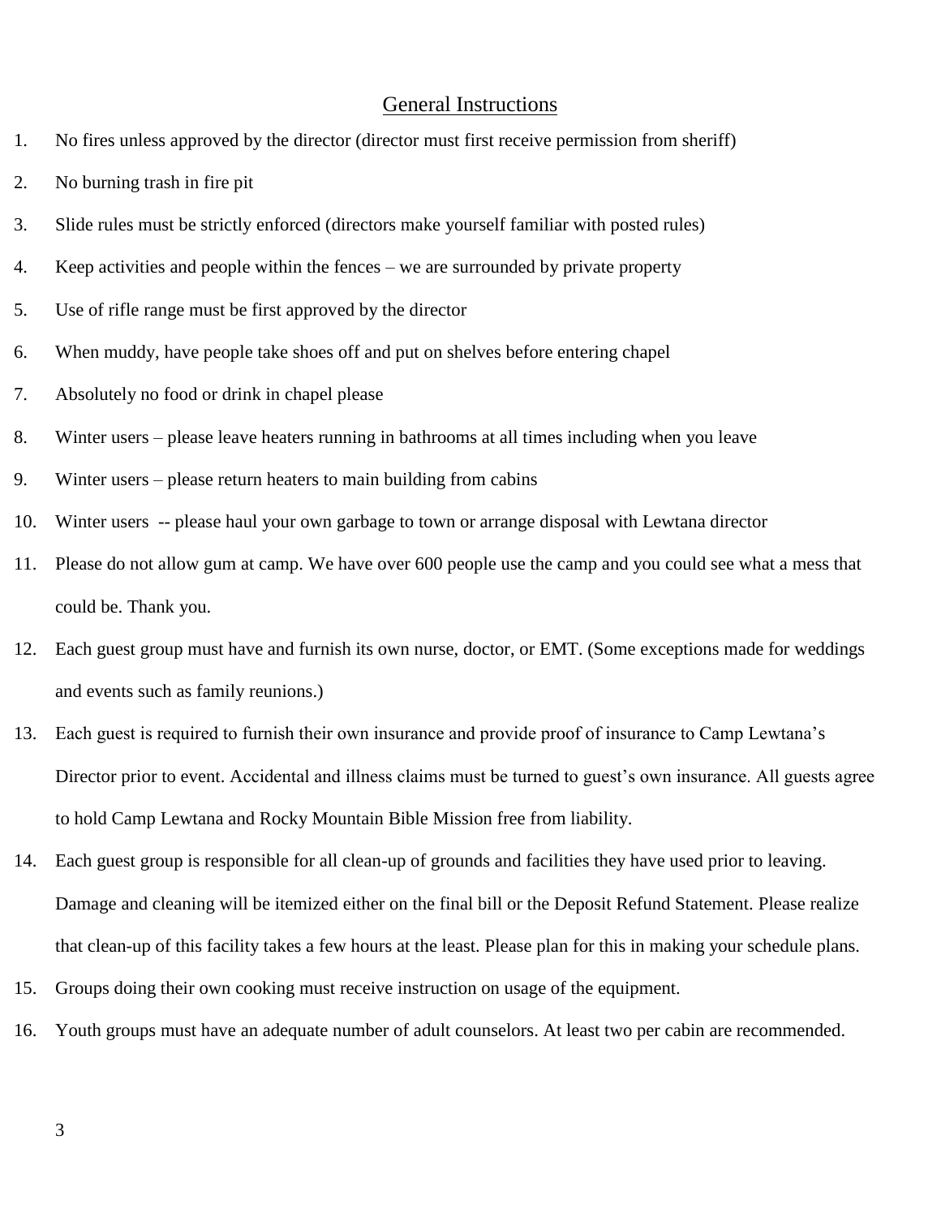## General Instructions

1. No fires unless approved by the director (director must first receive permission from sheriff)
2. No burning trash in fire pit
3. Slide rules must be strictly enforced (directors make yourself familiar with posted rules)
4. Keep activities and people within the fences – we are surrounded by private property
5. Use of rifle range must be first approved by the director
6. When muddy, have people take shoes off and put on shelves before entering chapel
7. Absolutely no food or drink in chapel please
8. Winter users – please leave heaters running in bathrooms at all times including when you leave
9. Winter users – please return heaters to main building from cabins
10. Winter users -- please haul your own garbage to town or arrange disposal with Lewtana director
11. Please do not allow gum at camp. We have over 600 people use the camp and you could see what a mess that could be. Thank you.
12. Each guest group must have and furnish its own nurse, doctor, or EMT. (Some exceptions made for weddings and events such as family reunions.)
13. Each guest is required to furnish their own insurance and provide proof of insurance to Camp Lewtana's Director prior to event. Accidental and illness claims must be turned to guest's own insurance. All guests agree to hold Camp Lewtana and Rocky Mountain Bible Mission free from liability.
14. Each guest group is responsible for all clean-up of grounds and facilities they have used prior to leaving. Damage and cleaning will be itemized either on the final bill or the Deposit Refund Statement. Please realize that clean-up of this facility takes a few hours at the least. Please plan for this in making your schedule plans.
15. Groups doing their own cooking must receive instruction on usage of the equipment.
16. Youth groups must have an adequate number of adult counselors. At least two per cabin are recommended.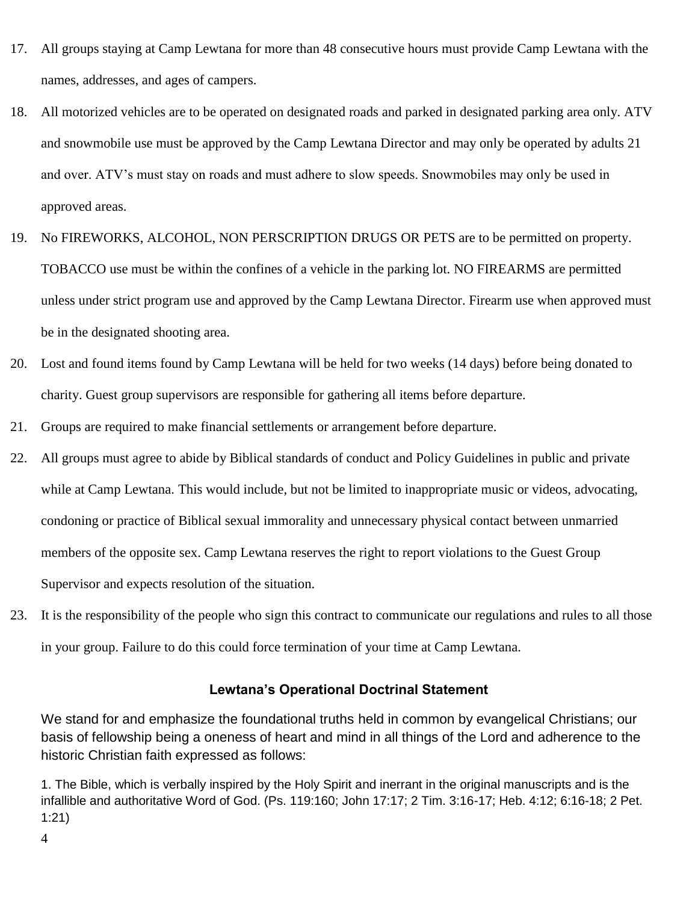17. All groups staying at Camp Lewtana for more than 48 consecutive hours must provide Camp Lewtana with the names, addresses, and ages of campers.
18. All motorized vehicles are to be operated on designated roads and parked in designated parking area only. ATV and snowmobile use must be approved by the Camp Lewtana Director and may only be operated by adults 21 and over. ATV's must stay on roads and must adhere to slow speeds. Snowmobiles may only be used in approved areas.
19. No FIREWORKS, ALCOHOL, NON PERSCRIPTION DRUGS OR PETS are to be permitted on property. TOBACCO use must be within the confines of a vehicle in the parking lot. NO FIREARMS are permitted unless under strict program use and approved by the Camp Lewtana Director. Firearm use when approved must be in the designated shooting area.
20. Lost and found items found by Camp Lewtana will be held for two weeks (14 days) before being donated to charity. Guest group supervisors are responsible for gathering all items before departure.
21. Groups are required to make financial settlements or arrangement before departure.
22. All groups must agree to abide by Biblical standards of conduct and Policy Guidelines in public and private while at Camp Lewtana. This would include, but not be limited to inappropriate music or videos, advocating, condoning or practice of Biblical sexual immorality and unnecessary physical contact between unmarried members of the opposite sex. Camp Lewtana reserves the right to report violations to the Guest Group Supervisor and expects resolution of the situation.
23. It is the responsibility of the people who sign this contract to communicate our regulations and rules to all those in your group. Failure to do this could force termination of your time at Camp Lewtana.

## Lewtana's Operational Doctrinal Statement

We stand for and emphasize the foundational truths held in common by evangelical Christians; our basis of fellowship being a oneness of heart and mind in all things of the Lord and adherence to the historic Christian faith expressed as follows:

1. The Bible, which is verbally inspired by the Holy Spirit and inerrant in the original manuscripts and is the infallible and authoritative Word of God. (Ps. 119:160; John 17:17; 2 Tim. 3:16-17; Heb. 4:12; 6:16-18; 2 Pet. 1:21)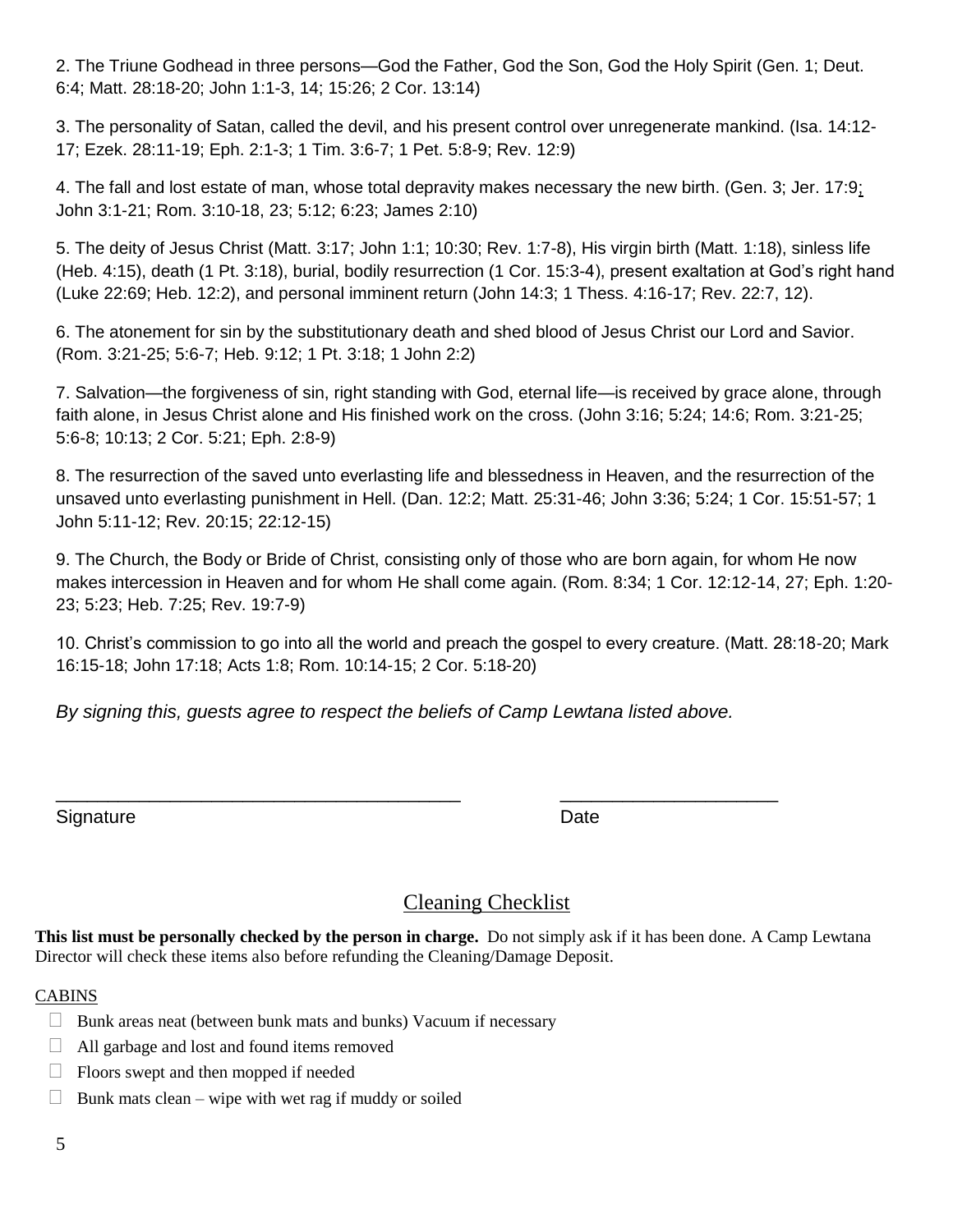2. The Triune Godhead in three persons—God the Father, God the Son, God the Holy Spirit (Gen. 1; Deut. 6:4; Matt. 28:18-20; John 1:1-3, 14; 15:26; 2 Cor. 13:14)

3. The personality of Satan, called the devil, and his present control over unregenerate mankind. (Isa. 14:12-17; Ezek. 28:11-19; Eph. 2:1-3; 1 Tim. 3:6-7; 1 Pet. 5:8-9; Rev. 12:9)

4. The fall and lost estate of man, whose total depravity makes necessary the new birth. (Gen. 3; Jer. 17:9; John 3:1-21; Rom. 3:10-18, 23; 5:12; 6:23; James 2:10)

5. The deity of Jesus Christ (Matt. 3:17; John 1:1; 10:30; Rev. 1:7-8), His virgin birth (Matt. 1:18), sinless life (Heb. 4:15), death (1 Pt. 3:18), burial, bodily resurrection (1 Cor. 15:3-4), present exaltation at God's right hand (Luke 22:69; Heb. 12:2), and personal imminent return (John 14:3; 1 Thess. 4:16-17; Rev. 22:7, 12).

6. The atonement for sin by the substitutionary death and shed blood of Jesus Christ our Lord and Savior. (Rom. 3:21-25; 5:6-7; Heb. 9:12; 1 Pt. 3:18; 1 John 2:2)

7. Salvation—the forgiveness of sin, right standing with God, eternal life—is received by grace alone, through faith alone, in Jesus Christ alone and His finished work on the cross. (John 3:16; 5:24; 14:6; Rom. 3:21-25; 5:6-8; 10:13; 2 Cor. 5:21; Eph. 2:8-9)

8. The resurrection of the saved unto everlasting life and blessedness in Heaven, and the resurrection of the unsaved unto everlasting punishment in Hell. (Dan. 12:2; Matt. 25:31-46; John 3:36; 5:24; 1 Cor. 15:51-57; 1 John 5:11-12; Rev. 20:15; 22:12-15)

9. The Church, the Body or Bride of Christ, consisting only of those who are born again, for whom He now makes intercession in Heaven and for whom He shall come again. (Rom. 8:34; 1 Cor. 12:12-14, 27; Eph. 1:20-23; 5:23; Heb. 7:25; Rev. 19:7-9)

10. Christ's commission to go into all the world and preach the gospel to every creature. (Matt. 28:18-20; Mark 16:15-18; John 17:18; Acts 1:8; Rom. 10:14-15; 2 Cor. 5:18-20)

*By signing this, guests agree to respect the beliefs of Camp Lewtana listed above.*

\_\_\_\_\_\_\_\_\_\_\_\_\_\_\_\_\_\_\_\_\_\_\_\_\_\_\_\_\_\_\_\_\_\_\_\_\_\_\_\_ \_\_\_\_\_\_\_\_\_\_\_\_\_\_\_\_\_\_\_\_\_\_

Signature Date

## Cleaning Checklist

**This list must be personally checked by the person in charge.** Do not simply ask if it has been done. A Camp Lewtana Director will check these items also before refunding the Cleaning/Damage Deposit.

CABINS

- ☐ Bunk areas neat (between bunk mats and bunks) Vacuum if necessary
- ☐ All garbage and lost and found items removed
- ☐ Floors swept and then mopped if needed
- ☐ Bunk mats clean – wipe with wet rag if muddy or soiled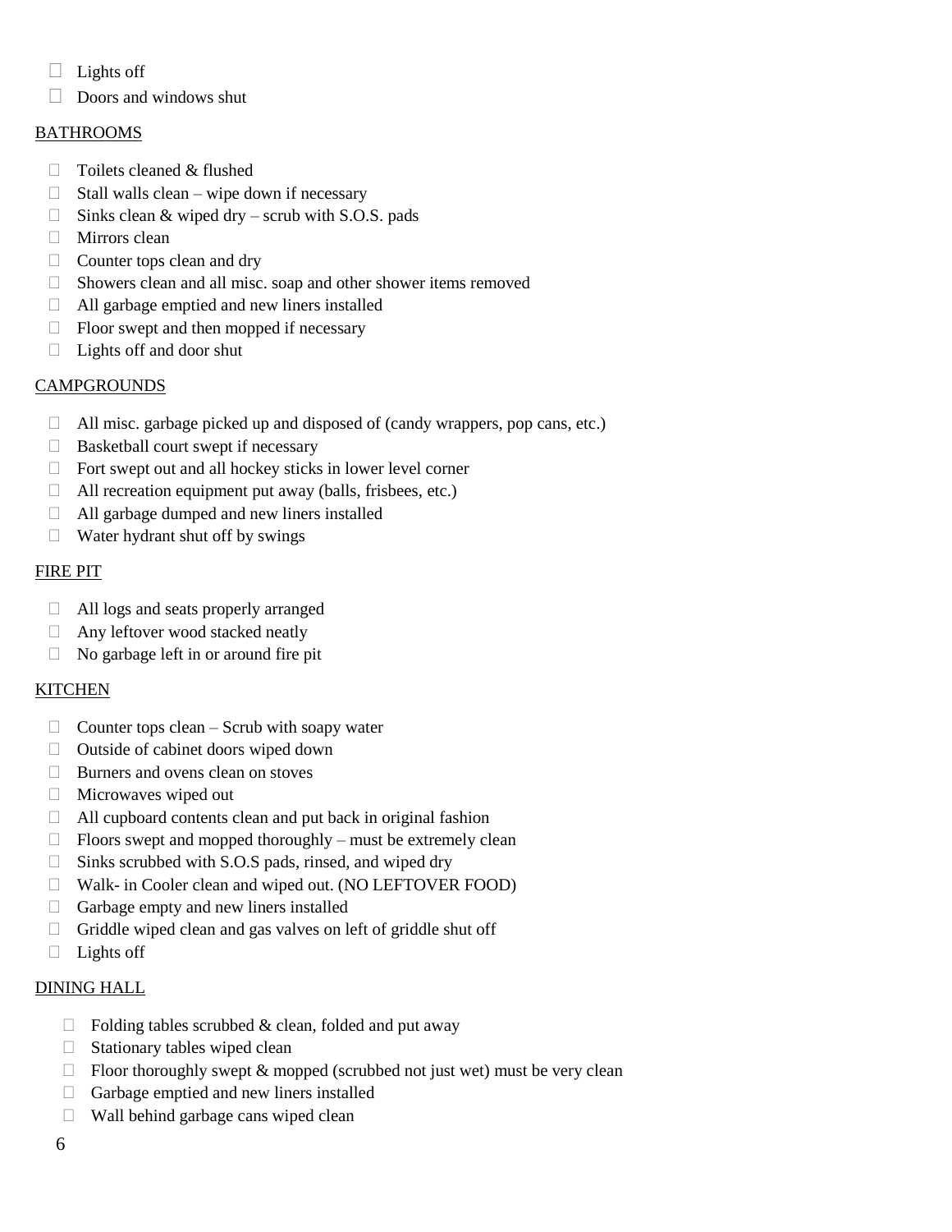- [ ] Lights off
- [ ] Doors and windows shut

BATHROOMS

- [ ] Toilets cleaned & flushed
- [ ] Stall walls clean – wipe down if necessary
- [ ] Sinks clean & wiped dry – scrub with S.O.S. pads
- [ ] Mirrors clean
- [ ] Counter tops clean and dry
- [ ] Showers clean and all misc. soap and other shower items removed
- [ ] All garbage emptied and new liners installed
- [ ] Floor swept and then mopped if necessary
- [ ] Lights off and door shut

CAMPGROUNDS

- [ ] All misc. garbage picked up and disposed of (candy wrappers, pop cans, etc.)
- [ ] Basketball court swept if necessary
- [ ] Fort swept out and all hockey sticks in lower level corner
- [ ] All recreation equipment put away (balls, frisbees, etc.)
- [ ] All garbage dumped and new liners installed
- [ ] Water hydrant shut off by swings

FIRE PIT

- [ ] All logs and seats properly arranged
- [ ] Any leftover wood stacked neatly
- [ ] No garbage left in or around fire pit

KITCHEN

- [ ] Counter tops clean – Scrub with soapy water
- [ ] Outside of cabinet doors wiped down
- [ ] Burners and ovens clean on stoves
- [ ] Microwaves wiped out
- [ ] All cupboard contents clean and put back in original fashion
- [ ] Floors swept and mopped thoroughly – must be extremely clean
- [ ] Sinks scrubbed with S.O.S pads, rinsed, and wiped dry
- [ ] Walk- in Cooler clean and wiped out. (NO LEFTOVER FOOD)
- [ ] Garbage empty and new liners installed
- [ ] Griddle wiped clean and gas valves on left of griddle shut off
- [ ] Lights off

DINING HALL

- [ ] Folding tables scrubbed & clean, folded and put away
- [ ] Stationary tables wiped clean
- [ ] Floor thoroughly swept & mopped (scrubbed not just wet) must be very clean
- [ ] Garbage emptied and new liners installed
- [ ] Wall behind garbage cans wiped clean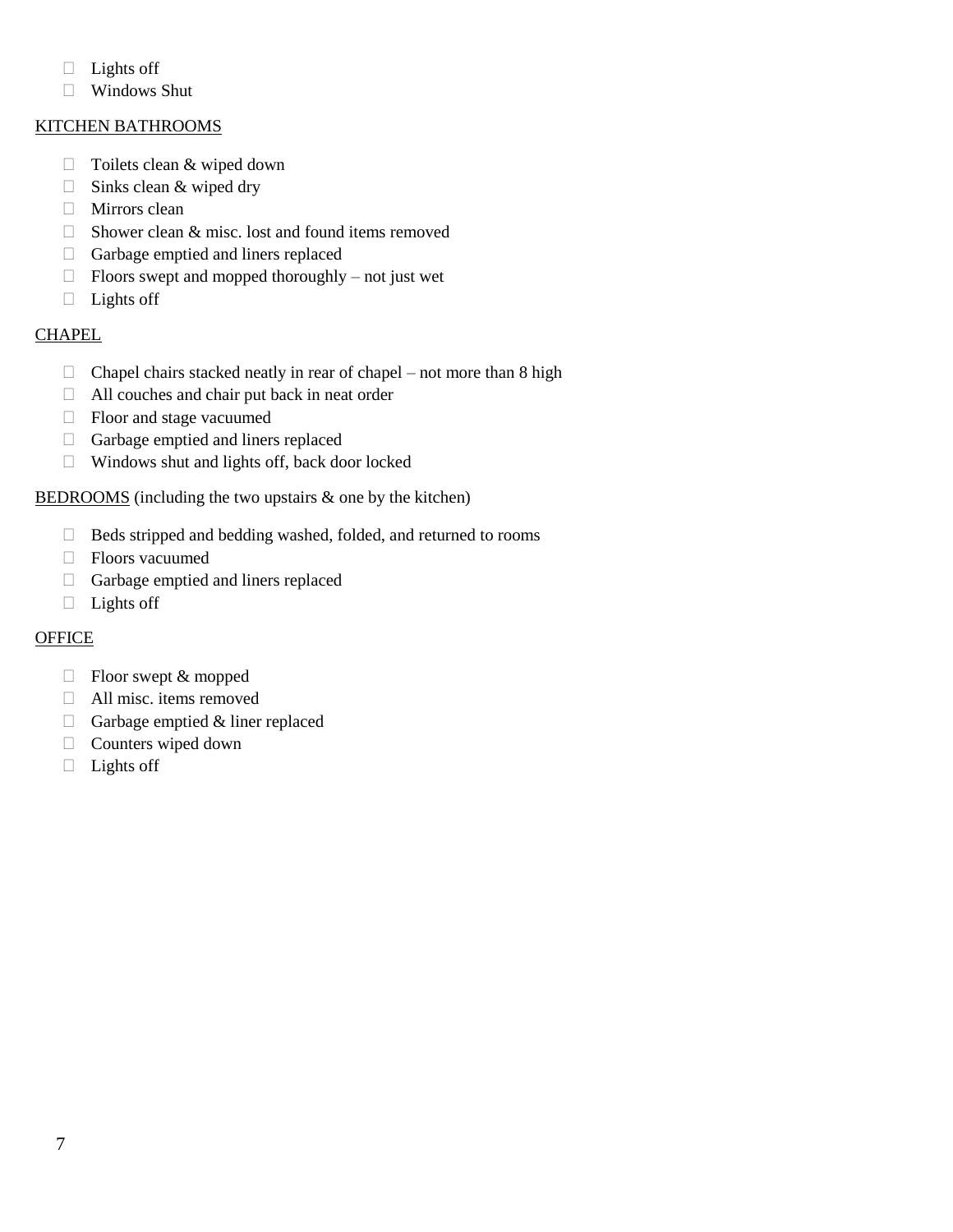- Lights off
- Windows Shut

KITCHEN BATHROOMS

- Toilets clean & wiped down
- Sinks clean & wiped dry
- Mirrors clean
- Shower clean & misc. lost and found items removed
- Garbage emptied and liners replaced
- Floors swept and mopped thoroughly – not just wet
- Lights off

CHAPEL

- Chapel chairs stacked neatly in rear of chapel – not more than 8 high
- All couches and chair put back in neat order
- Floor and stage vacuumed
- Garbage emptied and liners replaced
- Windows shut and lights off, back door locked

BEDROOMS (including the two upstairs & one by the kitchen)

- Beds stripped and bedding washed, folded, and returned to rooms
- Floors vacuumed
- Garbage emptied and liners replaced
- Lights off

OFFICE

- Floor swept & mopped
- All misc. items removed
- Garbage emptied & liner replaced
- Counters wiped down
- Lights off